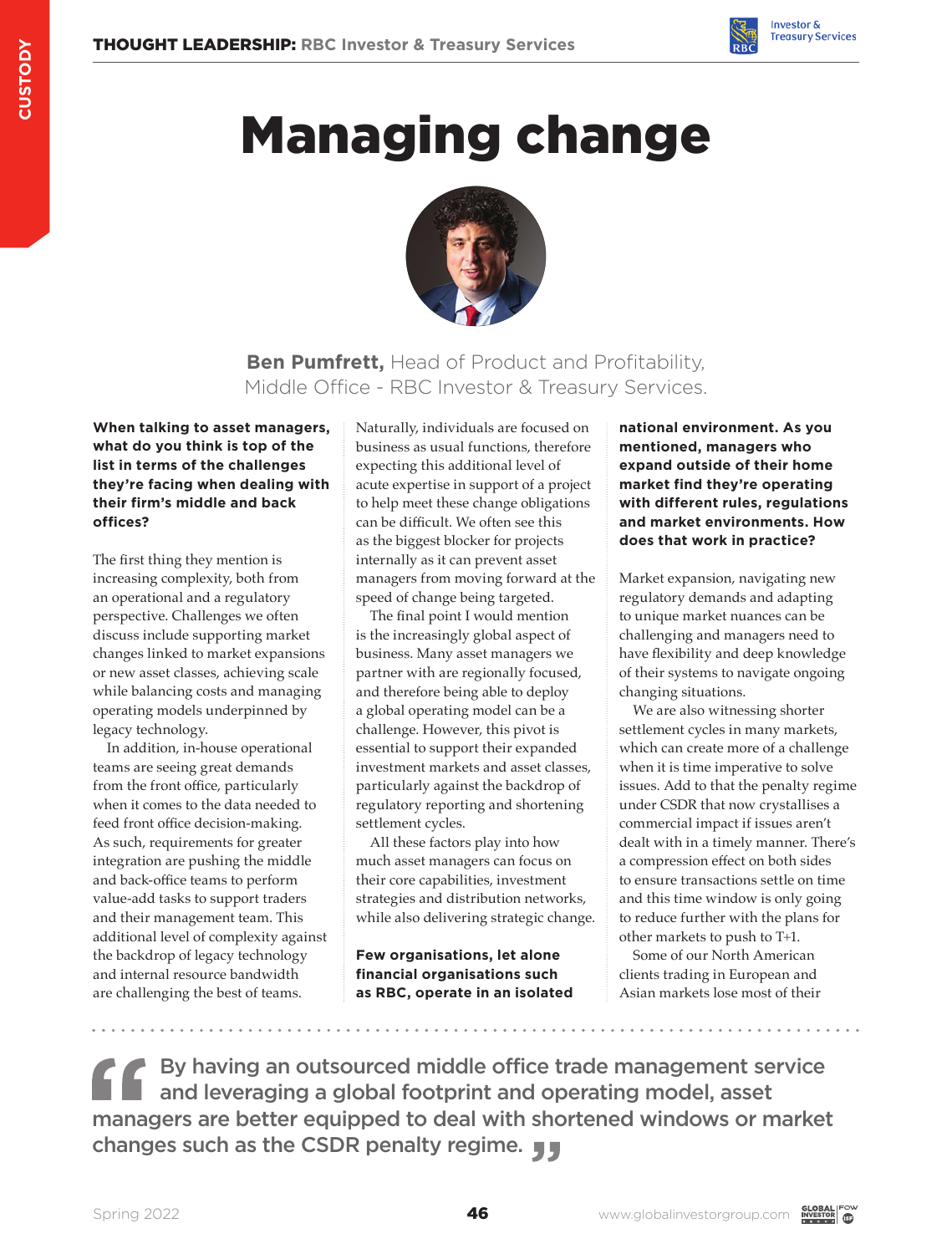# Managing change

**Ben Pumfrett,** Head of Product and Profitability, Middle Office - RBC Investor & Treasury Services.

**When talking to asset managers, what do you think is top of the list in terms of the challenges they're facing when dealing with their firm's middle and back offices?**

The first thing they mention is increasing complexity, both from an operational and a regulatory perspective. Challenges we often discuss include supporting market changes linked to market expansions or new asset classes, achieving scale while balancing costs and managing operating models underpinned by legacy technology.

In addition, in-house operational teams are seeing great demands from the front office, particularly when it comes to the data needed to feed front office decision-making. As such, requirements for greater integration are pushing the middle and back-office teams to perform value-add tasks to support traders and their management team. This additional level of complexity against the backdrop of legacy technology and internal resource bandwidth are challenging the best of teams.

Naturally, individuals are focused on business as usual functions, therefore expecting this additional level of acute expertise in support of a project to help meet these change obligations can be difficult. We often see this as the biggest blocker for projects internally as it can prevent asset managers from moving forward at the speed of change being targeted.

The final point I would mention is the increasingly global aspect of business. Many asset managers we partner with are regionally focused, and therefore being able to deploy a global operating model can be a challenge. However, this pivot is essential to support their expanded investment markets and asset classes, particularly against the backdrop of regulatory reporting and shortening settlement cycles.

All these factors play into how much asset managers can focus on their core capabilities, investment strategies and distribution networks, while also delivering strategic change.

**Few organisations, let alone financial organisations such as RBC, operate in an isolated national environment. As you mentioned, managers who expand outside of their home market find they're operating with different rules, regulations and market environments. How does that work in practice?**

Market expansion, navigating new regulatory demands and adapting to unique market nuances can be challenging and managers need to have flexibility and deep knowledge of their systems to navigate ongoing changing situations.

We are also witnessing shorter settlement cycles in many markets, which can create more of a challenge when it is time imperative to solve issues. Add to that the penalty regime under CSDR that now crystallises a commercial impact if issues aren't dealt with in a timely manner. There's a compression effect on both sides to ensure transactions settle on time and this time window is only going to reduce further with the plans for other markets to push to T+1.

Some of our North American clients trading in European and Asian markets lose most of their

> By having an outsourced middle office trade management service and leveraging a global footprint and operating model, asset managers are better equipped to deal with shortened windows or market changes such as the CSDR penalty regime.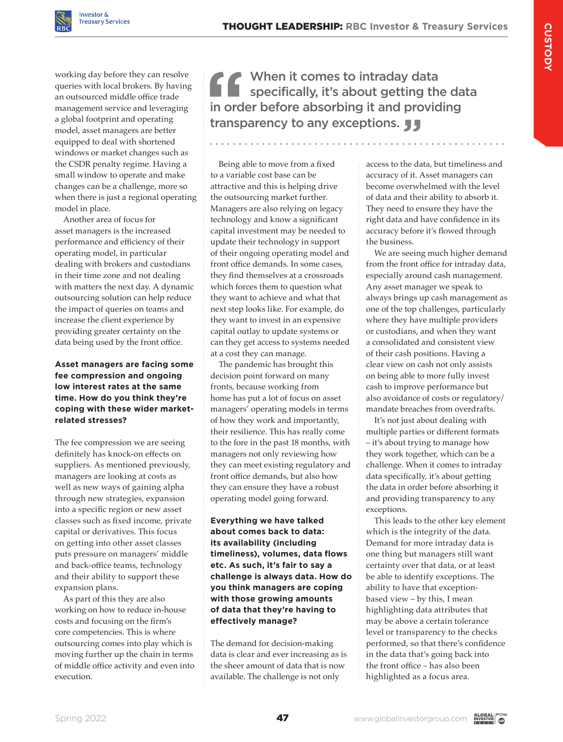working day before they can resolve queries with local brokers. By having an outsourced middle office trade management service and leveraging a global footprint and operating model, asset managers are better equipped to deal with shortened windows or market changes such as the CSDR penalty regime. Having a small window to operate and make changes can be a challenge, more so when there is just a regional operating model in place.

Another area of focus for asset managers is the increased performance and efficiency of their operating model, in particular dealing with brokers and custodians in their time zone and not dealing with matters the next day. A dynamic outsourcing solution can help reduce the impact of queries on teams and increase the client experience by providing greater certainty on the data being used by the front office.

**Asset managers are facing some fee compression and ongoing low interest rates at the same time. How do you think they're coping with these wider market-related stresses?**

The fee compression we are seeing definitely has knock-on effects on suppliers. As mentioned previously, managers are looking at costs as well as new ways of gaining alpha through new strategies, expansion into a specific region or new asset classes such as fixed income, private capital or derivatives. This focus on getting into other asset classes puts pressure on managers' middle and back-office teams, technology and their ability to support these expansion plans.

As part of this they are also working on how to reduce in-house costs and focusing on the firm's core competencies. This is where outsourcing comes into play which is moving further up the chain in terms of middle office activity and even into execution.

> When it comes to intraday data specifically, it's about getting the data in order before absorbing it and providing transparency to any exceptions.

Being able to move from a fixed to a variable cost base can be attractive and this is helping drive the outsourcing market further. Managers are also relying on legacy technology and know a significant capital investment may be needed to update their technology in support of their ongoing operating model and front office demands. In some cases, they find themselves at a crossroads which forces them to question what they want to achieve and what that next step looks like. For example, do they want to invest in an expensive capital outlay to update systems or can they get access to systems needed at a cost they can manage.

The pandemic has brought this decision point forward on many fronts, because working from home has put a lot of focus on asset managers' operating models in terms of how they work and importantly, their resilience. This has really come to the fore in the past 18 months, with managers not only reviewing how they can meet existing regulatory and front office demands, but also how they can ensure they have a robust operating model going forward.

**Everything we have talked about comes back to data: its availability (including timeliness), volumes, data flows etc. As such, it's fair to say a challenge is always data. How do you think managers are coping with these growing amounts of data that they're having to effectively manage?**

The demand for decision-making data is clear and ever increasing as is the sheer amount of data that is now available. The challenge is not only access to the data, but timeliness and accuracy of it. Asset managers can become overwhelmed with the level of data and their ability to absorb it. They need to ensure they have the right data and have confidence in its accuracy before it's flowed through the business.

We are seeing much higher demand from the front office for intraday data, especially around cash management. Any asset manager we speak to always brings up cash management as one of the top challenges, particularly where they have multiple providers or custodians, and when they want a consolidated and consistent view of their cash positions. Having a clear view on cash not only assists on being able to more fully invest cash to improve performance but also avoidance of costs or regulatory/mandate breaches from overdrafts.

It's not just about dealing with multiple parties or different formats – it's about trying to manage how they work together, which can be a challenge. When it comes to intraday data specifically, it's about getting the data in order before absorbing it and providing transparency to any exceptions.

This leads to the other key element which is the integrity of the data. Demand for more intraday data is one thing but managers still want certainty over that data, or at least be able to identify exceptions. The ability to have that exception-based view – by this, I mean highlighting data attributes that may be above a certain tolerance level or transparency to the checks performed, so that there's confidence in the data that's going back into the front office – has also been highlighted as a focus area.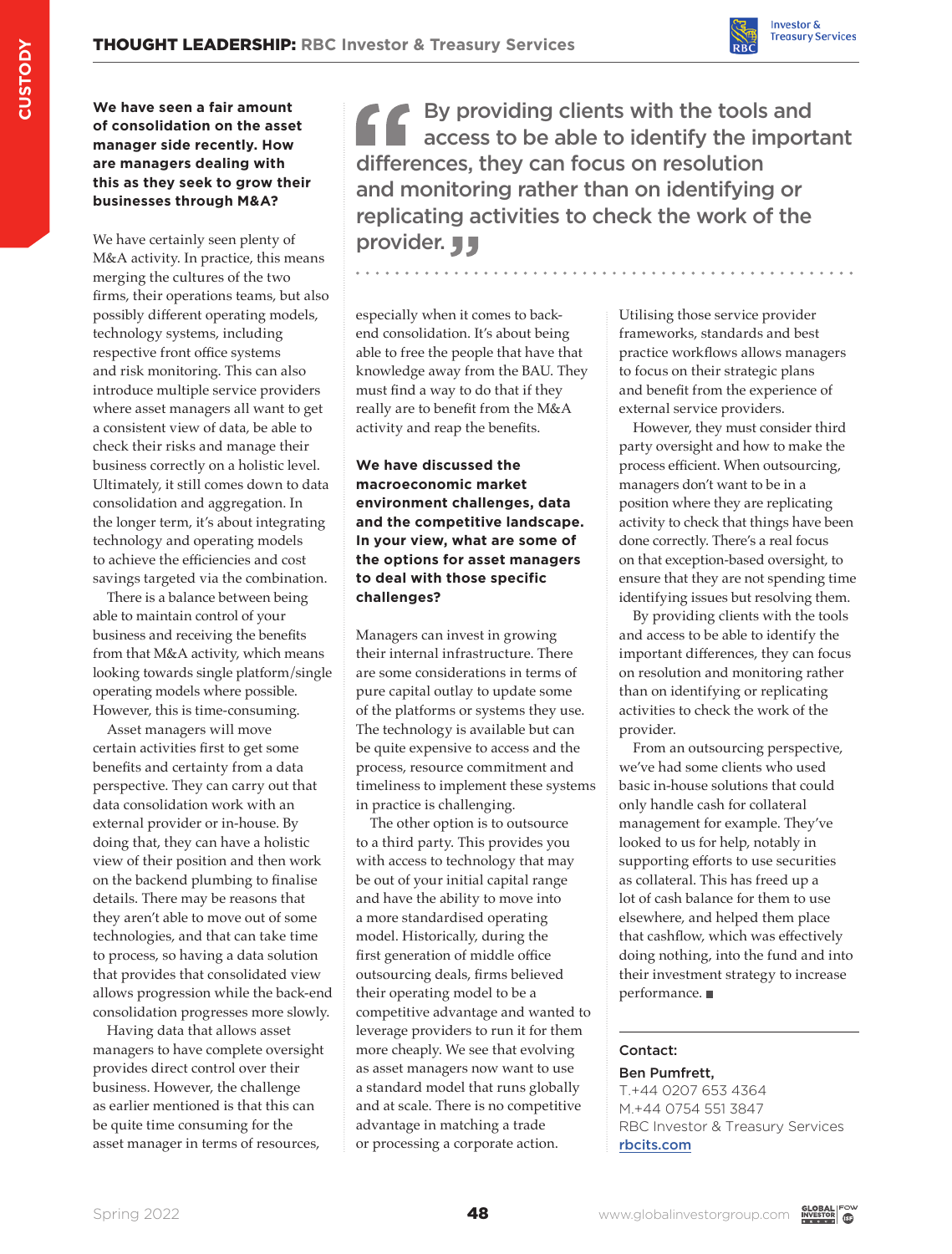**We have seen a fair amount of consolidation on the asset manager side recently. How are managers dealing with this as they seek to grow their businesses through M&A?**

We have certainly seen plenty of M&A activity. In practice, this means merging the cultures of the two firms, their operations teams, but also possibly different operating models, technology systems, including respective front office systems and risk monitoring. This can also introduce multiple service providers where asset managers all want to get a consistent view of data, be able to check their risks and manage their business correctly on a holistic level. Ultimately, it still comes down to data consolidation and aggregation. In the longer term, it's about integrating technology and operating models to achieve the efficiencies and cost savings targeted via the combination.

There is a balance between being able to maintain control of your business and receiving the benefits from that M&A activity, which means looking towards single platform/single operating models where possible. However, this is time-consuming.

Asset managers will move certain activities first to get some benefits and certainty from a data perspective. They can carry out that data consolidation work with an external provider or in-house. By doing that, they can have a holistic view of their position and then work on the backend plumbing to finalise details. There may be reasons that they aren't able to move out of some technologies, and that can take time to process, so having a data solution that provides that consolidated view allows progression while the back-end consolidation progresses more slowly.

Having data that allows asset managers to have complete oversight provides direct control over their business. However, the challenge as earlier mentioned is that this can be quite time consuming for the asset manager in terms of resources, especially when it comes to back-end consolidation. It's about being able to free the people that have that knowledge away from the BAU. They must find a way to do that if they really are to benefit from the M&A activity and reap the benefits.

> By providing clients with the tools and access to be able to identify the important differences, they can focus on resolution and monitoring rather than on identifying or replicating activities to check the work of the provider.

**We have discussed the macroeconomic market environment challenges, data and the competitive landscape. In your view, what are some of the options for asset managers to deal with those specific challenges?**

Managers can invest in growing their internal infrastructure. There are some considerations in terms of pure capital outlay to update some of the platforms or systems they use. The technology is available but can be quite expensive to access and the process, resource commitment and timeliness to implement these systems in practice is challenging.

The other option is to outsource to a third party. This provides you with access to technology that may be out of your initial capital range and have the ability to move into a more standardised operating model. Historically, during the first generation of middle office outsourcing deals, firms believed their operating model to be a competitive advantage and wanted to leverage providers to run it for them more cheaply. We see that evolving as asset managers now want to use a standard model that runs globally and at scale. There is no competitive advantage in matching a trade or processing a corporate action. Utilising those service provider frameworks, standards and best practice workflows allows managers to focus on their strategic plans and benefit from the experience of external service providers.

However, they must consider third party oversight and how to make the process efficient. When outsourcing, managers don't want to be in a position where they are replicating activity to check that things have been done correctly. There's a real focus on that exception-based oversight, to ensure that they are not spending time identifying issues but resolving them.

By providing clients with the tools and access to be able to identify the important differences, they can focus on resolution and monitoring rather than on identifying or replicating activities to check the work of the provider.

From an outsourcing perspective, we've had some clients who used basic in-house solutions that could only handle cash for collateral management for example. They've looked to us for help, notably in supporting efforts to use securities as collateral. This has freed up a lot of cash balance for them to use elsewhere, and helped them place that cashflow, which was effectively doing nothing, into the fund and into their investment strategy to increase performance. ■

**Contact:**

**Ben Pumfrett,**
T.+44 0207 653 4364
M.+44 0754 551 3847
RBC Investor & Treasury Services
rbcits.com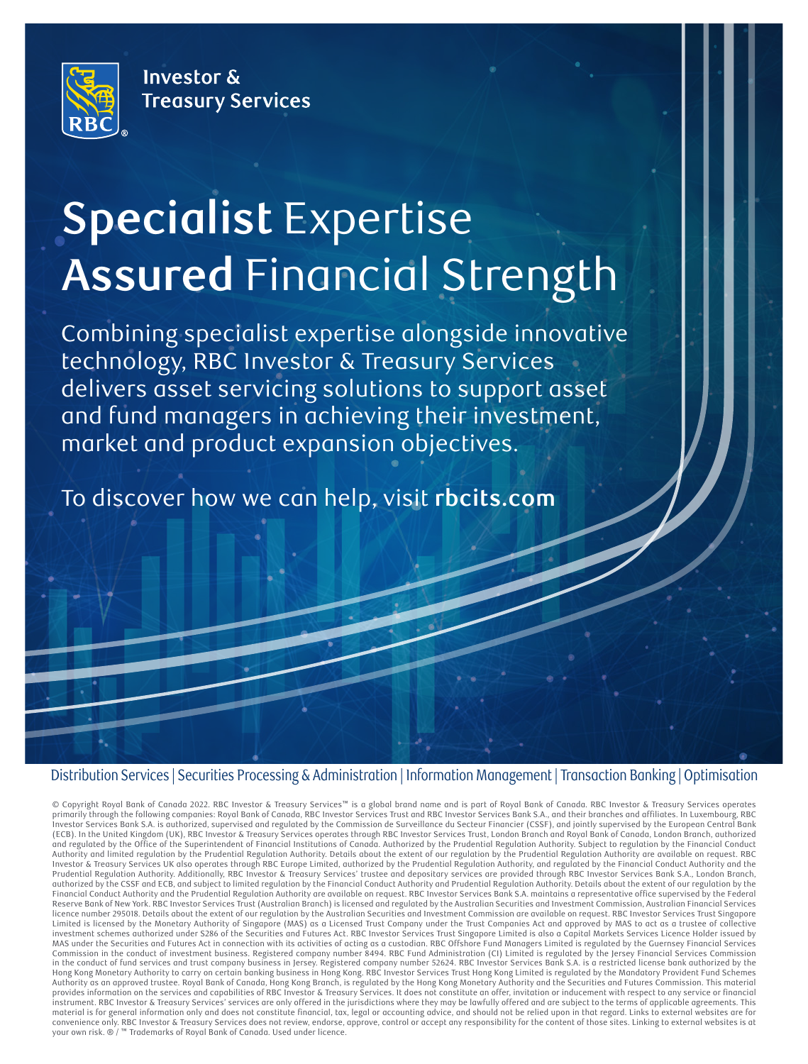Investor & Treasury Services

# **Specialist** Expertise **Assured** Financial Strength

Combining specialist expertise alongside innovative technology, RBC Investor & Treasury Services delivers asset servicing solutions to support asset and fund managers in achieving their investment, market and product expansion objectives.

To discover how we can help, visit **rbcits.com**

Distribution Services | Securities Processing & Administration | Information Management | Transaction Banking | Optimisation

© Copyright Royal Bank of Canada 2022. RBC Investor & Treasury Services™ is a global brand name and is part of Royal Bank of Canada. RBC Investor & Treasury Services operates primarily through the following companies: Royal Bank of Canada, RBC Investor Services Trust and RBC Investor Services Bank S.A., and their branches and affiliates. In Luxembourg, RBC Investor Services Bank S.A. is authorized, supervised and regulated by the Commission de Surveillance du Secteur Financier (CSSF), and jointly supervised by the European Central Bank (ECB). In the United Kingdom (UK), RBC Investor & Treasury Services operates through RBC Investor Services Trust, London Branch and Royal Bank of Canada, London Branch, authorized and regulated by the Office of the Superintendent of Financial Institutions of Canada. Authorized by the Prudential Regulation Authority. Subject to regulation by the Financial Conduct Authority and limited regulation by the Prudential Regulation Authority. Details about the extent of our regulation by the Prudential Regulation Authority are available on request. RBC Investor & Treasury Services UK also operates through RBC Europe Limited, authorized by the Prudential Regulation Authority, and regulated by the Financial Conduct Authority and the Prudential Regulation Authority. Additionally, RBC Investor & Treasury Services' trustee and depositary services are provided through RBC Investor Services Bank S.A., London Branch, authorized by the CSSF and ECB, and subject to limited regulation by the Financial Conduct Authority and Prudential Regulation Authority. Details about the extent of our regulation by the Financial Conduct Authority and the Prudential Regulation Authority are available on request. RBC Investor Services Bank S.A. maintains a representative office supervised by the Federal Reserve Bank of New York. RBC Investor Services Trust (Australian Branch) is licensed and regulated by the Australian Securities and Investment Commission, Australian Financial Services licence number 295018. Details about the extent of our regulation by the Australian Securities and Investment Commission are available on request. RBC Investor Services Trust Singapore Limited is licensed by the Monetary Authority of Singapore (MAS) as a Licensed Trust Company under the Trust Companies Act and approved by MAS to act as a trustee of collective investment schemes authorized under S286 of the Securities and Futures Act. RBC Investor Services Trust Singapore Limited is also a Capital Markets Services Licence Holder issued by MAS under the Securities and Futures Act in connection with its activities of acting as a custodian. RBC Offshore Fund Managers Limited is regulated by the Guernsey Financial Services Commission in the conduct of investment business. Registered company number 8494. RBC Fund Administration (CI) Limited is regulated by the Jersey Financial Services Commission in the conduct of fund services and trust company business in Jersey. Registered company number 52624. RBC Investor Services Bank S.A. is a restricted license bank authorized by the Hong Kong Monetary Authority to carry on certain banking business in Hong Kong. RBC Investor Services Trust Hong Kong Limited is regulated by the Mandatory Provident Fund Schemes Authority as an approved trustee. Royal Bank of Canada, Hong Kong Branch, is regulated by the Hong Kong Monetary Authority and the Securities and Futures Commission. This material provides information on the services and capabilities of RBC Investor & Treasury Services. It does not constitute an offer, invitation or inducement with respect to any service or financial instrument. RBC Investor & Treasury Services' services are only offered in the jurisdictions where they may be lawfully offered and are subject to the terms of applicable agreements. This material is for general information only and does not constitute financial, tax, legal or accounting advice, and should not be relied upon in that regard. Links to external websites are for convenience only. RBC Investor & Treasury Services does not review, endorse, approve, control or accept any responsibility for the content of those sites. Linking to external websites is at your own risk. ® / ™ Trademarks of Royal Bank of Canada. Used under licence.